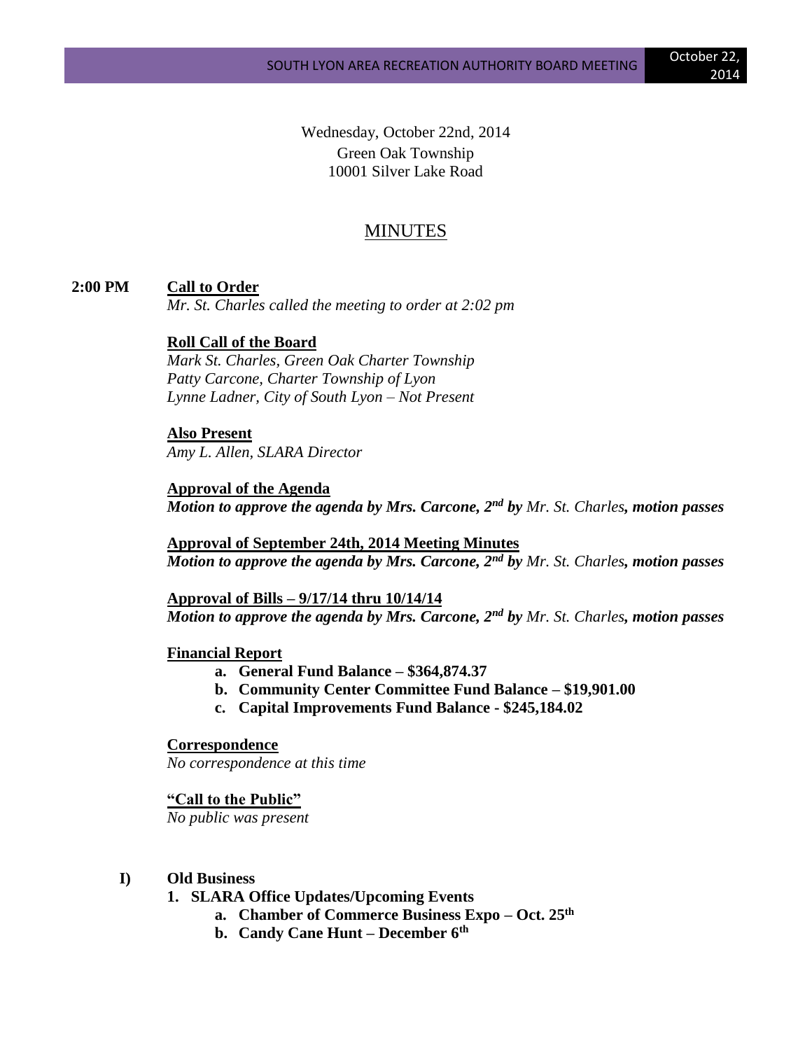Wednesday, October 22nd, 2014
Green Oak Township
10001 Silver Lake Road

# MINUTES

**2:00 PM** **Call to Order**

*Mr. St. Charles called the meeting to order at 2:02 pm*

**Roll Call of the Board**

*Mark St. Charles, Green Oak Charter Township*
*Patty Carcone, Charter Township of Lyon*
*Lynne Ladner, City of South Lyon – Not Present*

**Also Present**

*Amy L. Allen, SLARA Director*

**Approval of the Agenda**

***Motion to approve the agenda by Mrs. Carcone, 2nd by** Mr. St. Charles**, motion passes***

**Approval of September 24th, 2014 Meeting Minutes**

***Motion to approve the agenda by Mrs. Carcone, 2nd by** Mr. St. Charles**, motion passes***

**Approval of Bills – 9/17/14 thru 10/14/14**

***Motion to approve the agenda by Mrs. Carcone, 2nd by** Mr. St. Charles**, motion passes***

**Financial Report**

a. **General Fund Balance – $364,874.37**
b. **Community Center Committee Fund Balance – $19,901.00**
c. **Capital Improvements Fund Balance - $245,184.02**

**Correspondence**

*No correspondence at this time*

**"Call to the Public"**

*No public was present*

## I) Old Business

1. **SLARA Office Updates/Upcoming Events**
   a. **Chamber of Commerce Business Expo – Oct. 25th**
   b. **Candy Cane Hunt – December 6th**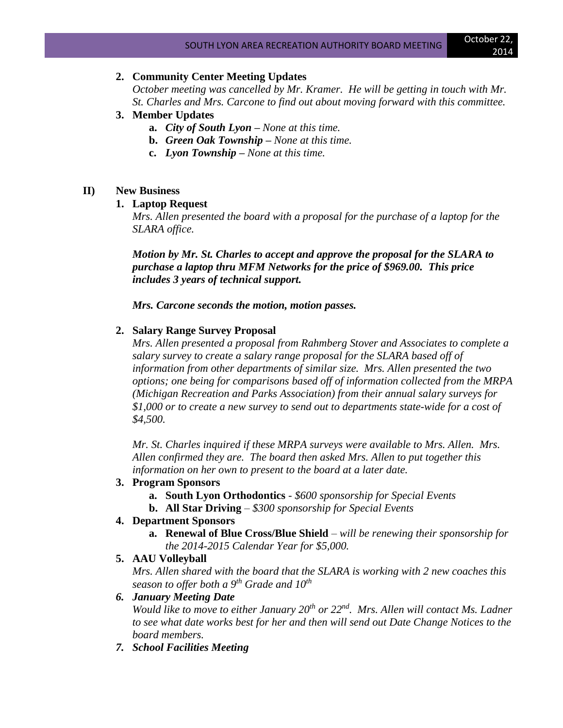2. **Community Center Meeting Updates**
   *October meeting was cancelled by Mr. Kramer. He will be getting in touch with Mr. St. Charles and Mrs. Carcone to find out about moving forward with this committee.*
3. **Member Updates**
   a. ***City of South Lyon*** *– None at this time.*
   b. ***Green Oak Township*** *– None at this time.*
   c. ***Lyon Township*** *– None at this time.*

**II) New Business**

1. **Laptop Request**
   *Mrs. Allen presented the board with a proposal for the purchase of a laptop for the SLARA office.*

   ***Motion by Mr. St. Charles to accept and approve the proposal for the SLARA to purchase a laptop thru MFM Networks for the price of $969.00. This price includes 3 years of technical support.***

   ***Mrs. Carcone seconds the motion, motion passes.***

2. **Salary Range Survey Proposal**
   *Mrs. Allen presented a proposal from Rahmberg Stover and Associates to complete a salary survey to create a salary range proposal for the SLARA based off of information from other departments of similar size. Mrs. Allen presented the two options; one being for comparisons based off of information collected from the MRPA (Michigan Recreation and Parks Association) from their annual salary surveys for $1,000 or to create a new survey to send out to departments state-wide for a cost of $4,500.*

   *Mr. St. Charles inquired if these MRPA surveys were available to Mrs. Allen. Mrs. Allen confirmed they are. The board then asked Mrs. Allen to put together this information on her own to present to the board at a later date.*
3. **Program Sponsors**
   a. **South Lyon Orthodontics** - *$600 sponsorship for Special Events*
   b. **All Star Driving** – *$300 sponsorship for Special Events*
4. **Department Sponsors**
   a. **Renewal of Blue Cross/Blue Shield** – *will be renewing their sponsorship for the 2014-2015 Calendar Year for $5,000.*
5. **AAU Volleyball**
   *Mrs. Allen shared with the board that the SLARA is working with 2 new coaches this season to offer both a 9th Grade and 10th*
6. ***January Meeting Date***
   *Would like to move to either January 20th or 22nd. Mrs. Allen will contact Ms. Ladner to see what date works best for her and then will send out Date Change Notices to the board members.*
7. ***School Facilities Meeting***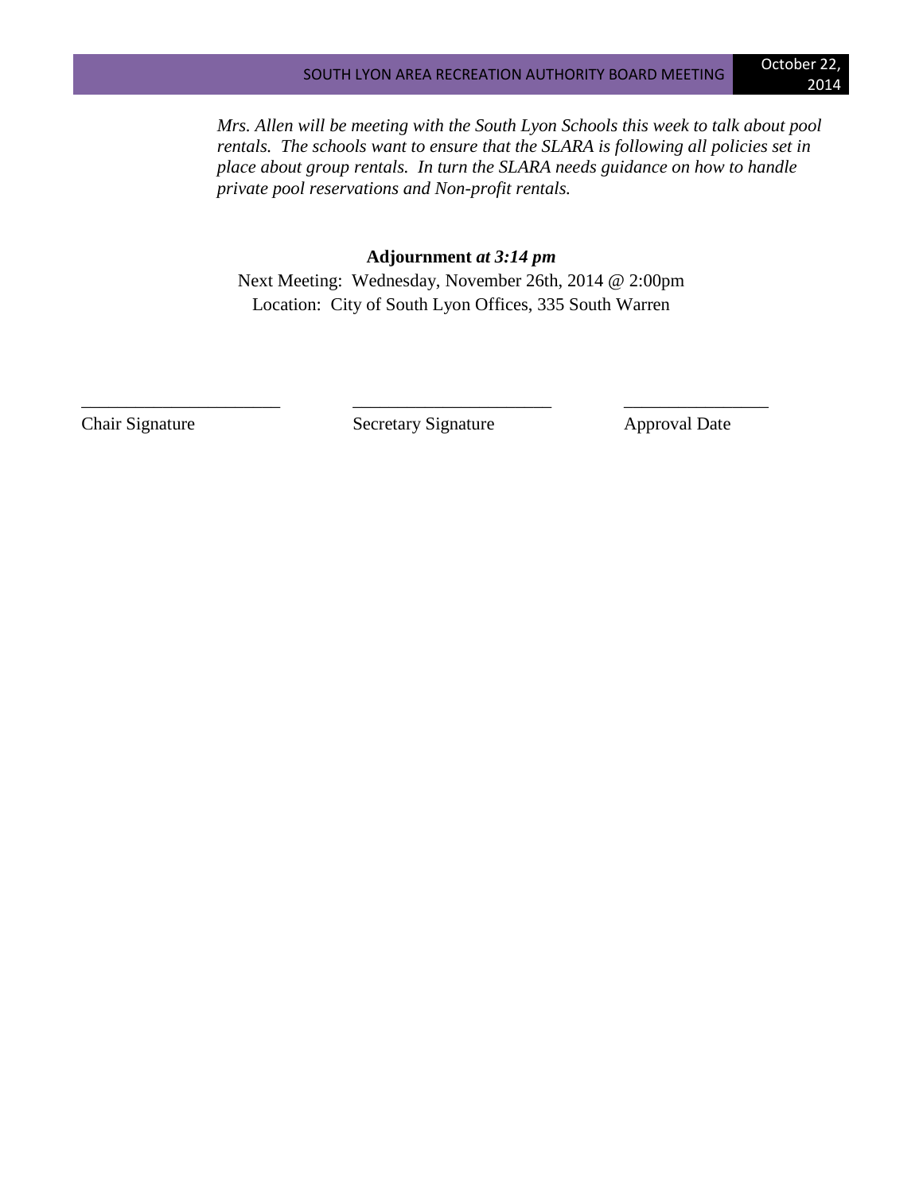*Mrs. Allen will be meeting with the South Lyon Schools this week to talk about pool rentals. The schools want to ensure that the SLARA is following all policies set in place about group rentals. In turn the SLARA needs guidance on how to handle private pool reservations and Non-profit rentals.*

**Adjournment** ***at 3:14 pm***

Next Meeting: Wednesday, November 26th, 2014 @ 2:00pm

Location: City of South Lyon Offices, 335 South Warren

______________________ ______________________ ________________

Chair Signature Secretary Signature Approval Date